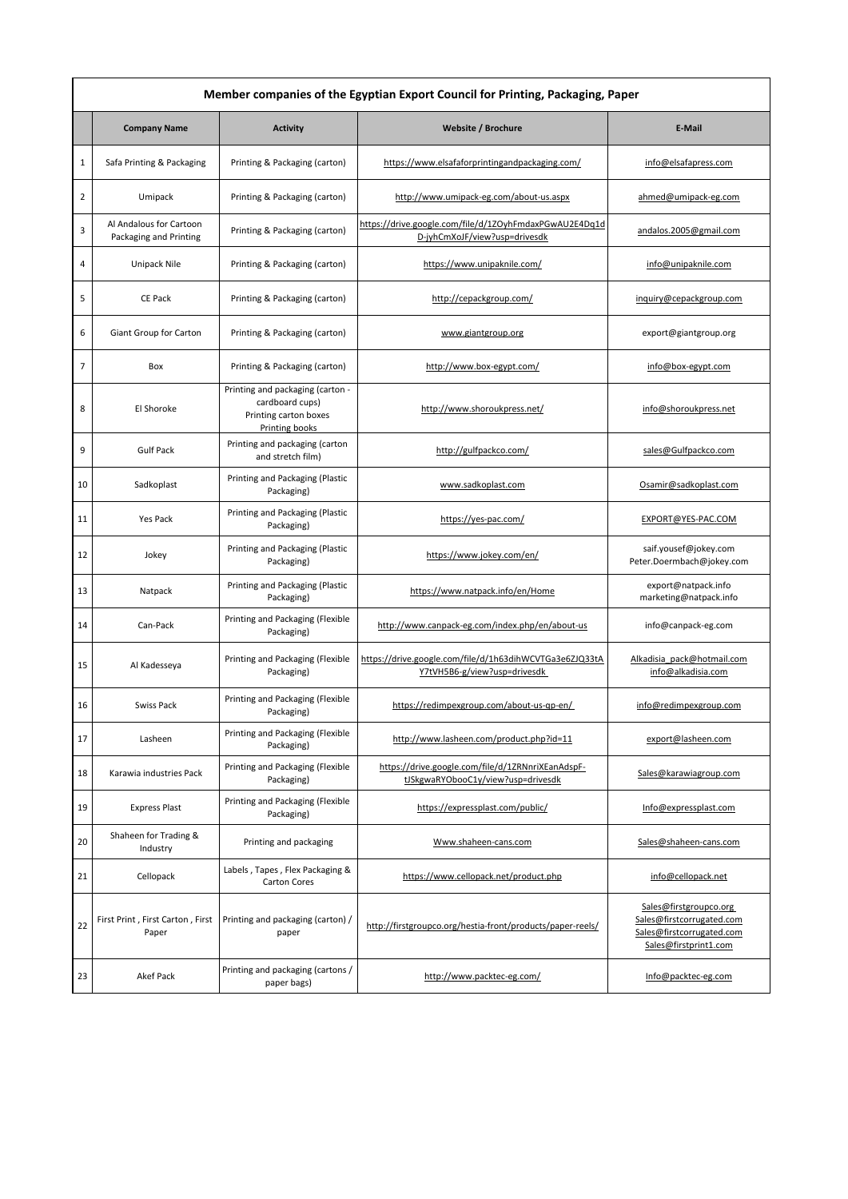# Member companies of the Egyptian Export Council for Printing, Packaging, Paper

| | Company Name | Activity | Website / Brochure | E-Mail |
|---|---|---|---|---|
| 1 | Safa Printing & Packaging | Printing & Packaging (carton) | https://www.elsafaforprintingandpackaging.com/ | info@elsafapress.com |
| 2 | Umipack | Printing & Packaging (carton) | http://www.umipack-eg.com/about-us.aspx | ahmed@umipack-eg.com |
| 3 | Al Andalous for Cartoon Packaging and Printing | Printing & Packaging (carton) | https://drive.google.com/file/d/1ZOyhFmdaxPGwAU2E4Dq1dD-jyhCmXoJF/view?usp=drivesdk | andalos.2005@gmail.com |
| 4 | Unipack Nile | Printing & Packaging (carton) | https://www.unipaknile.com/ | info@unipaknile.com |
| 5 | CE Pack | Printing & Packaging (carton) | http://cepackgroup.com/ | inquiry@cepackgroup.com |
| 6 | Giant Group for Carton | Printing & Packaging (carton) | www.giantgroup.org | export@giantgroup.org |
| 7 | Box | Printing & Packaging (carton) | http://www.box-egypt.com/ | info@box-egypt.com |
| 8 | El Shoroke | Printing and packaging (carton - cardboard cups) Printing carton boxes Printing books | http://www.shoroukpress.net/ | info@shoroukpress.net |
| 9 | Gulf Pack | Printing and packaging (carton and stretch film) | http://gulfpackco.com/ | sales@Gulfpackco.com |
| 10 | Sadkoplast | Printing and Packaging (Plastic Packaging) | www.sadkoplast.com | Osamir@sadkoplast.com |
| 11 | Yes Pack | Printing and Packaging (Plastic Packaging) | https://yes-pac.com/ | EXPORT@YES-PAC.COM |
| 12 | Jokey | Printing and Packaging (Plastic Packaging) | https://www.jokey.com/en/ | saif.yousef@jokey.com Peter.Doermbach@jokey.com |
| 13 | Natpack | Printing and Packaging (Plastic Packaging) | https://www.natpack.info/en/Home | export@natpack.info marketing@natpack.info |
| 14 | Can-Pack | Printing and Packaging (Flexible Packaging) | http://www.canpack-eg.com/index.php/en/about-us | info@canpack-eg.com |
| 15 | Al Kadesseya | Printing and Packaging (Flexible Packaging) | https://drive.google.com/file/d/1h63dihWCVTGa3e6ZJQ33tAY7tVH5B6-g/view?usp=drivesdk | Alkadisia_pack@hotmail.com info@alkadisia.com |
| 16 | Swiss Pack | Printing and Packaging (Flexible Packaging) | https://redimpexgroup.com/about-us-gp-en/ | info@redimpexgroup.com |
| 17 | Lasheen | Printing and Packaging (Flexible Packaging) | http://www.lasheen.com/product.php?id=11 | export@lasheen.com |
| 18 | Karawia industries Pack | Printing and Packaging (Flexible Packaging) | https://drive.google.com/file/d/1ZRNnriXEanAdspF-tJSkgwaRYObooC1y/view?usp=drivesdk | Sales@karawiagroup.com |
| 19 | Express Plast | Printing and Packaging (Flexible Packaging) | https://expressplast.com/public/ | Info@expressplast.com |
| 20 | Shaheen for Trading & Industry | Printing and packaging | Www.shaheen-cans.com | Sales@shaheen-cans.com |
| 21 | Cellopack | Labels , Tapes , Flex Packaging & Carton Cores | https://www.cellopack.net/product.php | info@cellopack.net |
| 22 | First Print , First Carton , First Paper | Printing and packaging (carton) / paper | http://firstgroupco.org/hestia-front/products/paper-reels/ | Sales@firstgroupco.org Sales@firstcorrugated.com Sales@firstcorrugated.com Sales@firstprint1.com |
| 23 | Akef Pack | Printing and packaging (cartons / paper bags) | http://www.packtec-eg.com/ | Info@packtec-eg.com |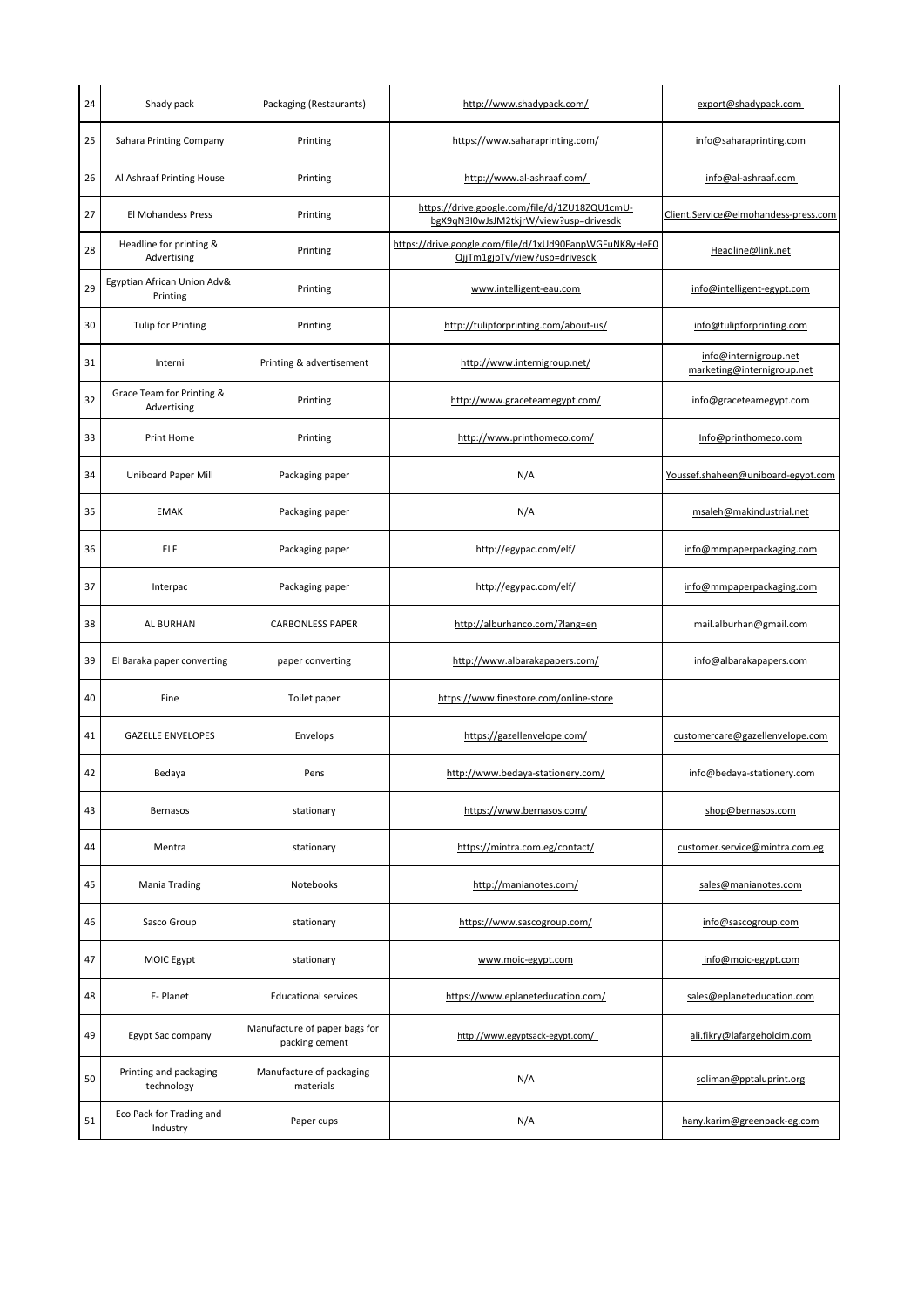| | | | | |
|---|---|---|---|---|
| 24 | Shady pack | Packaging (Restaurants) | http://www.shadypack.com/ | export@shadypack.com |
| 25 | Sahara Printing Company | Printing | https://www.saharaprinting.com/ | info@saharaprinting.com |
| 26 | Al Ashraaf Printing House | Printing | http://www.al-ashraaf.com/ | info@al-ashraaf.com |
| 27 | El Mohandess Press | Printing | https://drive.google.com/file/d/1ZU18ZQU1cmU-bgX9qN3l0wJsJM2tkjrW/view?usp=drivesdk | Client.Service@elmohandess-press.com |
| 28 | Headline for printing & Advertising | Printing | https://drive.google.com/file/d/1xUd90FanpWGFuNK8yHeE0QjjTm1gjpTv/view?usp=drivesdk | Headline@link.net |
| 29 | Egyptian African Union Adv& Printing | Printing | www.intelligent-eau.com | info@intelligent-egypt.com |
| 30 | Tulip for Printing | Printing | http://tulipforprinting.com/about-us/ | info@tulipforprinting.com |
| 31 | Interni | Printing & advertisement | http://www.internigroup.net/ | info@internigroup.net marketing@internigroup.net |
| 32 | Grace Team for Printing & Advertising | Printing | http://www.graceteamegypt.com/ | info@graceteamegypt.com |
| 33 | Print Home | Printing | http://www.printhomeco.com/ | Info@printhomeco.com |
| 34 | Uniboard Paper Mill | Packaging paper | N/A | Youssef.shaheen@uniboard-egypt.com |
| 35 | EMAK | Packaging paper | N/A | msaleh@makindustrial.net |
| 36 | ELF | Packaging paper | http://egypac.com/elf/ | info@mmpaperpackaging.com |
| 37 | Interpac | Packaging paper | http://egypac.com/elf/ | info@mmpaperpackaging.com |
| 38 | AL BURHAN | CARBONLESS PAPER | http://alburhanco.com/?lang=en | mail.alburhan@gmail.com |
| 39 | El Baraka paper converting | paper converting | http://www.albarakapapers.com/ | info@albarakapapers.com |
| 40 | Fine | Toilet paper | https://www.finestore.com/online-store | |
| 41 | GAZELLE ENVELOPES | Envelops | https://gazellenvelope.com/ | customercare@gazellenvelope.com |
| 42 | Bedaya | Pens | http://www.bedaya-stationery.com/ | info@bedaya-stationery.com |
| 43 | Bernasos | stationary | https://www.bernasos.com/ | shop@bernasos.com |
| 44 | Mentra | stationary | https://mintra.com.eg/contact/ | customer.service@mintra.com.eg |
| 45 | Mania Trading | Notebooks | http://manianotes.com/ | sales@manianotes.com |
| 46 | Sasco Group | stationary | https://www.sascogroup.com/ | info@sascogroup.com |
| 47 | MOIC Egypt | stationary | www.moic-egypt.com | info@moic-egypt.com |
| 48 | E- Planet | Educational services | https://www.eplaneteducation.com/ | sales@eplaneteducation.com |
| 49 | Egypt Sac company | Manufacture of paper bags for packing cement | http://www.egyptsack-egypt.com/ | ali.fikry@lafargeholcim.com |
| 50 | Printing and packaging technology | Manufacture of packaging materials | N/A | soliman@pptaluprint.org |
| 51 | Eco Pack for Trading and Industry | Paper cups | N/A | hany.karim@greenpack-eg.com |